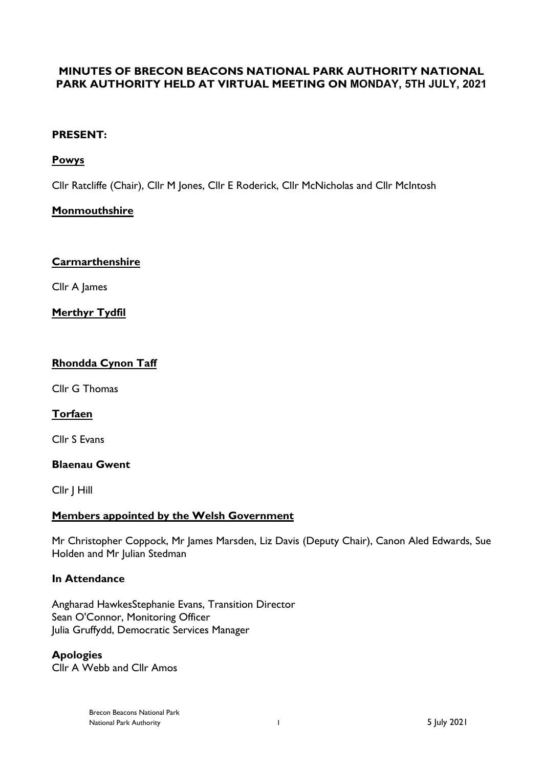# MINUTES OF BRECON BEACONS NATIONAL PARK AUTHORITY NATIONAL PARK AUTHORITY HELD AT VIRTUAL MEETING ON MONDAY, 5TH JULY, 2021

**PRESENT:**

**Powys**

Cllr Ratcliffe (Chair), Cllr M Jones, Cllr E Roderick, Cllr McNicholas and Cllr McIntosh

**Monmouthshire**

**Carmarthenshire**

Cllr A James

**Merthyr Tydfil**

**Rhondda Cynon Taff**

Cllr G Thomas

**Torfaen**

Cllr S Evans

**Blaenau Gwent**

Cllr J Hill

**Members appointed by the Welsh Government**

Mr Christopher Coppock, Mr James Marsden, Liz Davis (Deputy Chair), Canon Aled Edwards, Sue Holden and Mr Julian Stedman

**In Attendance**

Angharad HawkesStephanie Evans, Transition Director
Sean O'Connor, Monitoring Officer
Julia Gruffydd, Democratic Services Manager

**Apologies**
Cllr A Webb and Cllr Amos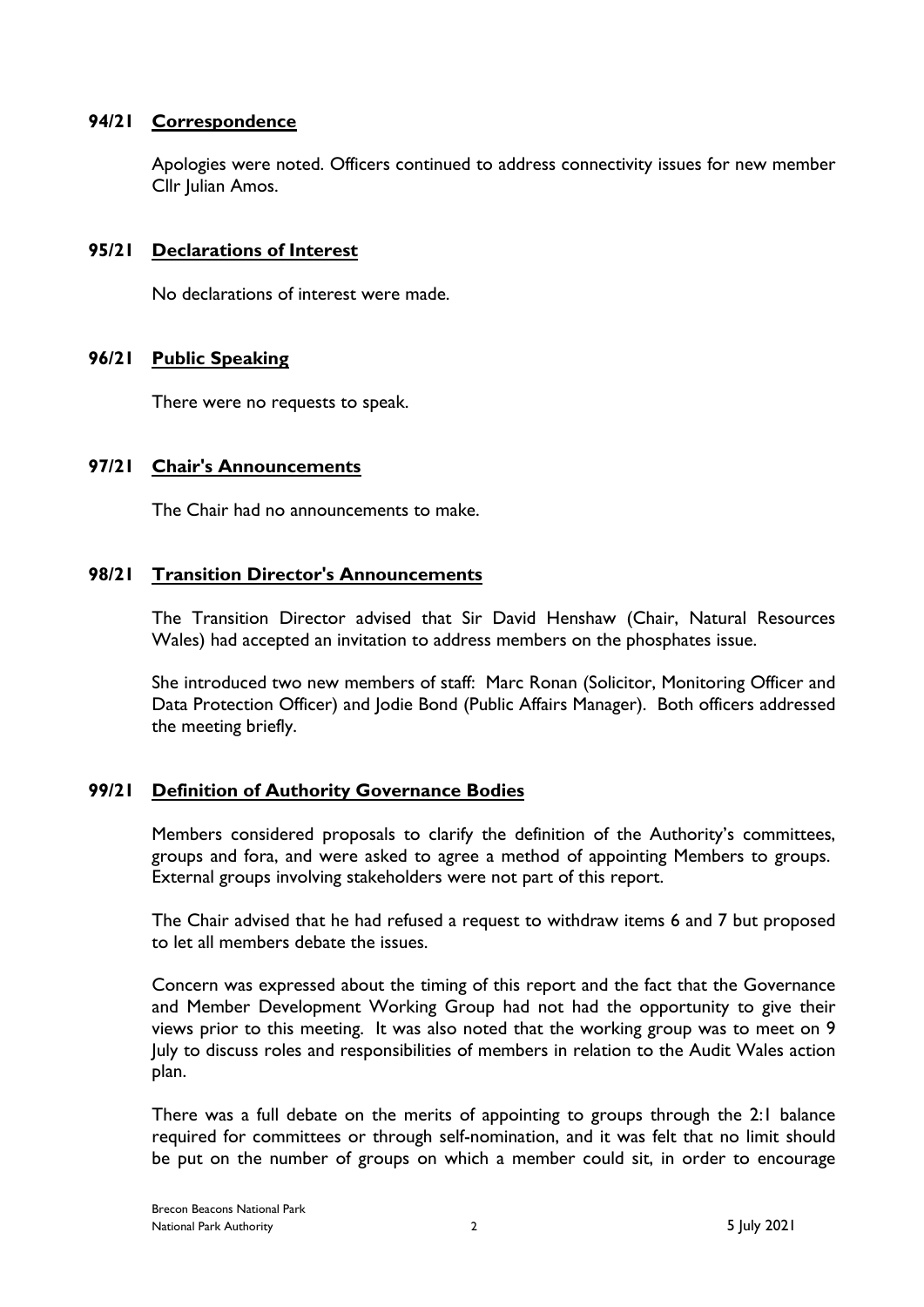**94/21 Correspondence**

Apologies were noted. Officers continued to address connectivity issues for new member Cllr Julian Amos.

**95/21 Declarations of Interest**

No declarations of interest were made.

**96/21 Public Speaking**

There were no requests to speak.

**97/21 Chair's Announcements**

The Chair had no announcements to make.

**98/21 Transition Director's Announcements**

The Transition Director advised that Sir David Henshaw (Chair, Natural Resources Wales) had accepted an invitation to address members on the phosphates issue.

She introduced two new members of staff: Marc Ronan (Solicitor, Monitoring Officer and Data Protection Officer) and Jodie Bond (Public Affairs Manager). Both officers addressed the meeting briefly.

**99/21 Definition of Authority Governance Bodies**

Members considered proposals to clarify the definition of the Authority's committees, groups and fora, and were asked to agree a method of appointing Members to groups. External groups involving stakeholders were not part of this report.

The Chair advised that he had refused a request to withdraw items 6 and 7 but proposed to let all members debate the issues.

Concern was expressed about the timing of this report and the fact that the Governance and Member Development Working Group had not had the opportunity to give their views prior to this meeting. It was also noted that the working group was to meet on 9 July to discuss roles and responsibilities of members in relation to the Audit Wales action plan.

There was a full debate on the merits of appointing to groups through the 2:1 balance required for committees or through self-nomination, and it was felt that no limit should be put on the number of groups on which a member could sit, in order to encourage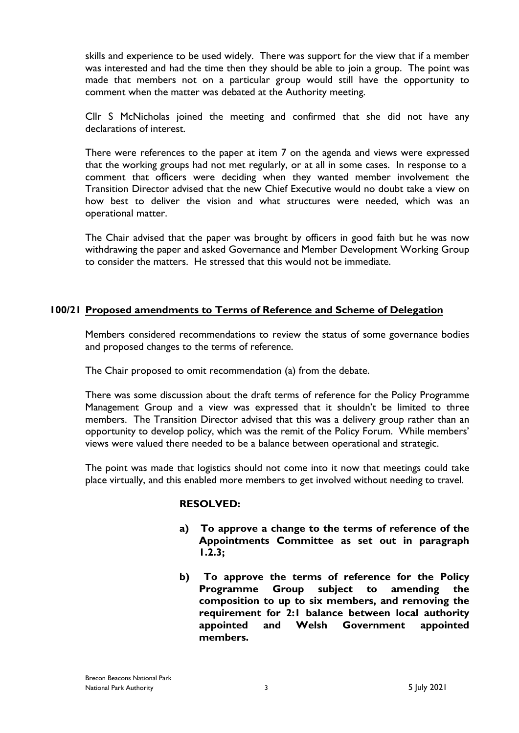skills and experience to be used widely. There was support for the view that if a member was interested and had the time then they should be able to join a group. The point was made that members not on a particular group would still have the opportunity to comment when the matter was debated at the Authority meeting.

Cllr S McNicholas joined the meeting and confirmed that she did not have any declarations of interest.

There were references to the paper at item 7 on the agenda and views were expressed that the working groups had not met regularly, or at all in some cases. In response to a comment that officers were deciding when they wanted member involvement the Transition Director advised that the new Chief Executive would no doubt take a view on how best to deliver the vision and what structures were needed, which was an operational matter.

The Chair advised that the paper was brought by officers in good faith but he was now withdrawing the paper and asked Governance and Member Development Working Group to consider the matters. He stressed that this would not be immediate.

## 100/21 Proposed amendments to Terms of Reference and Scheme of Delegation

Members considered recommendations to review the status of some governance bodies and proposed changes to the terms of reference.

The Chair proposed to omit recommendation (a) from the debate.

There was some discussion about the draft terms of reference for the Policy Programme Management Group and a view was expressed that it shouldn't be limited to three members. The Transition Director advised that this was a delivery group rather than an opportunity to develop policy, which was the remit of the Policy Forum. While members' views were valued there needed to be a balance between operational and strategic.

The point was made that logistics should not come into it now that meetings could take place virtually, and this enabled more members to get involved without needing to travel.

**RESOLVED:**

- **a) To approve a change to the terms of reference of the Appointments Committee as set out in paragraph 1.2.3;**
- **b) To approve the terms of reference for the Policy Programme Group subject to amending the composition to up to six members, and removing the requirement for 2:1 balance between local authority appointed and Welsh Government appointed members.**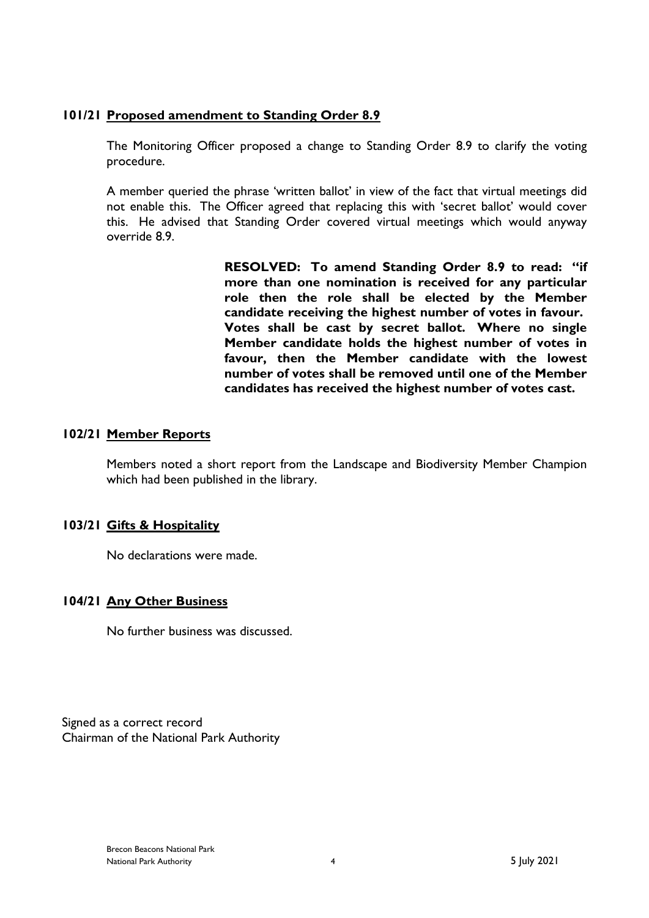## 101/21 Proposed amendment to Standing Order 8.9

The Monitoring Officer proposed a change to Standing Order 8.9 to clarify the voting procedure.

A member queried the phrase 'written ballot' in view of the fact that virtual meetings did not enable this. The Officer agreed that replacing this with 'secret ballot' would cover this. He advised that Standing Order covered virtual meetings which would anyway override 8.9.

> **RESOLVED: To amend Standing Order 8.9 to read: "if more than one nomination is received for any particular role then the role shall be elected by the Member candidate receiving the highest number of votes in favour. Votes shall be cast by secret ballot. Where no single Member candidate holds the highest number of votes in favour, then the Member candidate with the lowest number of votes shall be removed until one of the Member candidates has received the highest number of votes cast.**

## 102/21 Member Reports

Members noted a short report from the Landscape and Biodiversity Member Champion which had been published in the library.

## 103/21 Gifts & Hospitality

No declarations were made.

## 104/21 Any Other Business

No further business was discussed.

Signed as a correct record
Chairman of the National Park Authority